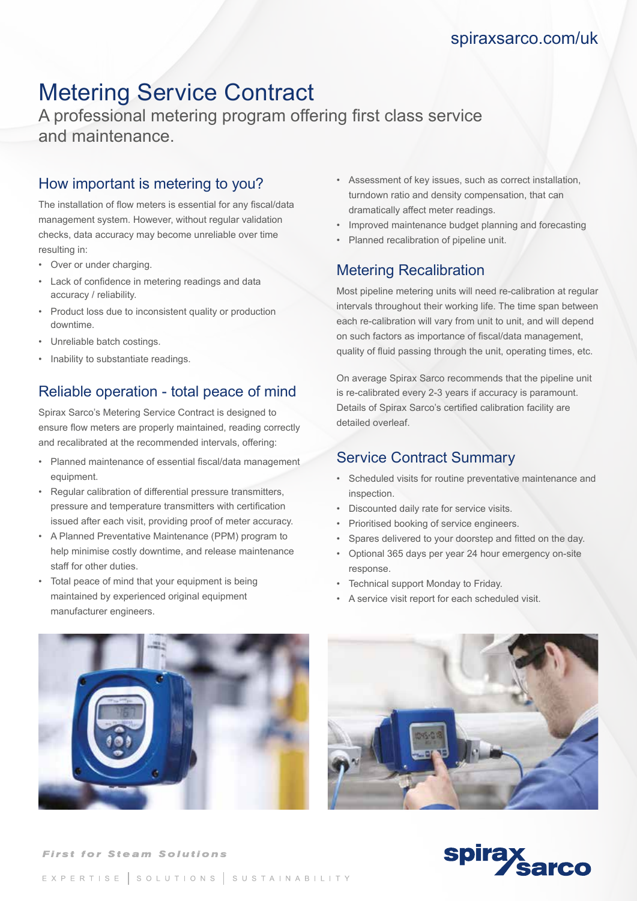spiraxsarco.com/uk

# Metering Service Contract

A professional metering program offering first class service and maintenance.

## How important is metering to you?

The installation of flow meters is essential for any fiscal/data management system. However, without regular validation checks, data accuracy may become unreliable over time resulting in:

- Over or under charging.
- Lack of confidence in metering readings and data accuracy / reliability.
- Product loss due to inconsistent quality or production downtime.
- Unreliable batch costings.
- Inability to substantiate readings.

## Reliable operation - total peace of mind

Spirax Sarco's Metering Service Contract is designed to ensure flow meters are properly maintained, reading correctly and recalibrated at the recommended intervals, offering:

- Planned maintenance of essential fiscal/data management equipment.
- Regular calibration of differential pressure transmitters, pressure and temperature transmitters with certification issued after each visit, providing proof of meter accuracy.
- A Planned Preventative Maintenance (PPM) program to help minimise costly downtime, and release maintenance staff for other duties.
- Total peace of mind that your equipment is being maintained by experienced original equipment manufacturer engineers.
- Assessment of key issues, such as correct installation, turndown ratio and density compensation, that can dramatically affect meter readings.
- Improved maintenance budget planning and forecasting
- Planned recalibration of pipeline unit.

## Metering Recalibration

Most pipeline metering units will need re-calibration at regular intervals throughout their working life. The time span between each re-calibration will vary from unit to unit, and will depend on such factors as importance of fiscal/data management, quality of fluid passing through the unit, operating times, etc.

On average Spirax Sarco recommends that the pipeline unit is re-calibrated every 2-3 years if accuracy is paramount. Details of Spirax Sarco's certified calibration facility are detailed overleaf.

## Service Contract Summary

- Scheduled visits for routine preventative maintenance and inspection.
- Discounted daily rate for service visits.
- Prioritised booking of service engineers.
- Spares delivered to your doorstep and fitted on the day.
- Optional 365 days per year 24 hour emergency on-site response.
- Technical support Monday to Friday.
- A service visit report for each scheduled visit.

*First for Steam Solutions*

EXPERTISE | SOLUTIONS | SUSTAINABILITY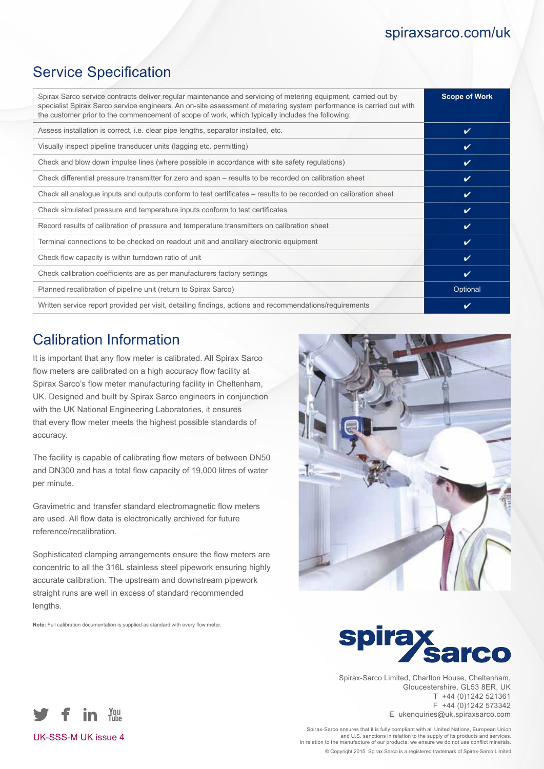spiraxsarco.com/uk

## Service Specification

| Spirax Sarco service contracts deliver regular maintenance and servicing of metering equipment, carried out by specialist Spirax Sarco service engineers. An on-site assessment of metering system performance is carried out with the customer prior to the commencement of scope of work, which typically includes the following: | Scope of Work |
|---|---|
| Assess installation is correct, i.e. clear pipe lengths, separator installed, etc. | ✔ |
| Visually inspect pipeline transducer units (lagging etc. permitting) | ✔ |
| Check and blow down impulse lines (where possible in accordance with site safety regulations) | ✔ |
| Check differential pressure transmitter for zero and span – results to be recorded on calibration sheet | ✔ |
| Check all analogue inputs and outputs conform to test certificates – results to be recorded on calibration sheet | ✔ |
| Check simulated pressure and temperature inputs conform to test certificates | ✔ |
| Record results of calibration of pressure and temperature transmitters on calibration sheet | ✔ |
| Terminal connections to be checked on readout unit and ancillary electronic equipment | ✔ |
| Check flow capacity is within turndown ratio of unit | ✔ |
| Check calibration coefficients are as per manufacturers factory settings | ✔ |
| Planned recalibration of pipeline unit (return to Spirax Sarco) | Optional |
| Written service report provided per visit, detailing findings, actions and recommendations/requirements | ✔ |

## Calibration Information

It is important that any flow meter is calibrated. All Spirax Sarco flow meters are calibrated on a high accuracy flow facility at Spirax Sarco's flow meter manufacturing facility in Cheltenham, UK. Designed and built by Spirax Sarco engineers in conjunction with the UK National Engineering Laboratories, it ensures that every flow meter meets the highest possible standards of accuracy.

The facility is capable of calibrating flow meters of between DN50 and DN300 and has a total flow capacity of 19,000 litres of water per minute.

Gravimetric and transfer standard electromagnetic flow meters are used. All flow data is electronically archived for future reference/recalibration.

Sophisticated clamping arrangements ensure the flow meters are concentric to all the 316L stainless steel pipework ensuring highly accurate calibration. The upstream and downstream pipework straight runs are well in excess of standard recommended lengths.

**Note:** Full calibration documentation is supplied as standard with every flow meter.

spirax sarco

Spirax-Sarco Limited, Charlton House, Cheltenham,
Gloucestershire, GL53 8ER, UK
T +44 (0)1242 521361
F +44 (0)1242 573342
E ukenquiries@uk.spiraxsarco.com

UK-SSS-M UK issue 4

Spirax-Sarco ensures that it is fully compliant with all United Nations, European Union and U.S. sanctions in relation to the supply of its products and services.
In relation to the manufacture of our products, we ensure we do not use conflict minerals.

© Copyright 2015 Spirax Sarco is a registered trademark of Spirax-Sarco Limited